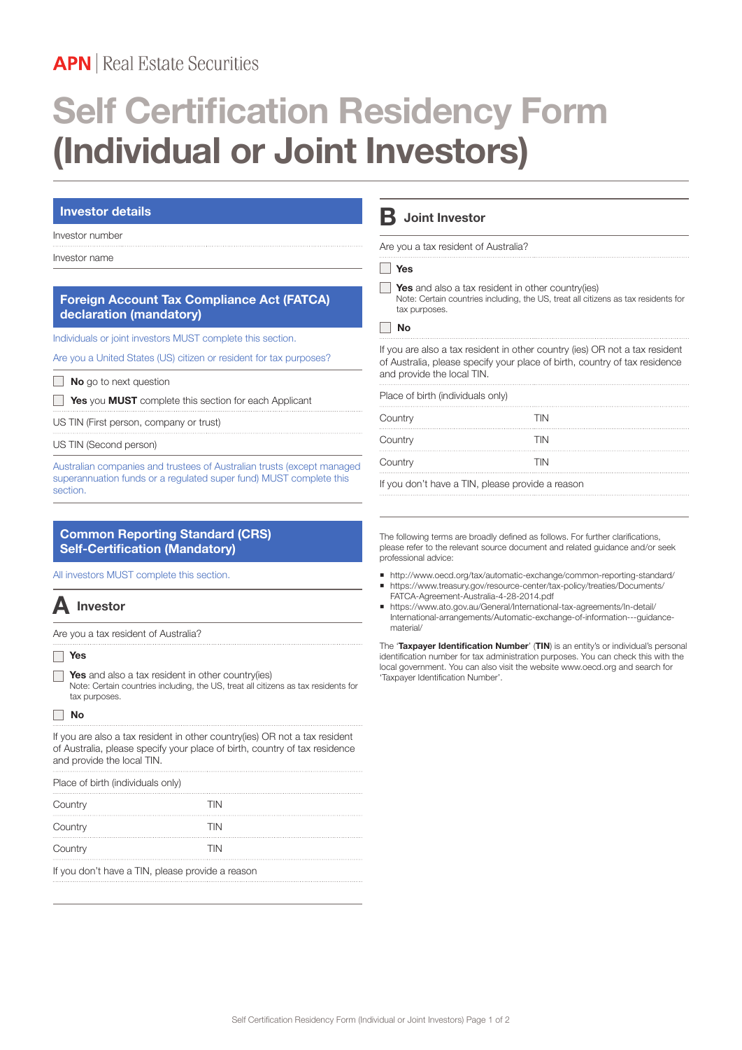APN | Real Estate Securities

# Self Certification Residency Form (Individual or Joint Investors)

## Investor details

Investor number

Investor name

## Foreign Account Tax Compliance Act (FATCA) declaration (mandatory)

Individuals or joint investors MUST complete this section.

Are you a United States (US) citizen or resident for tax purposes?

☐ **No** go to next question

☐ **Yes** you **MUST** complete this section for each Applicant

US TIN (First person, company or trust)

US TIN (Second person)

Australian companies and trustees of Australian trusts (except managed superannuation funds or a regulated super fund) MUST complete this section.

## Common Reporting Standard (CRS) Self-Certification (Mandatory)

All investors MUST complete this section.

### A Investor

Are you a tax resident of Australia?

☐ **Yes**

☐ **Yes** and also a tax resident in other country(ies)
Note: Certain countries including, the US, treat all citizens as tax residents for tax purposes.

☐ **No**

If you are also a tax resident in other country(ies) OR not a tax resident of Australia, please specify your place of birth, country of tax residence and provide the local TIN.

Place of birth (individuals only)

| Country | TIN |
|---|---|
| Country | TIN |
| Country | TIN |

If you don't have a TIN, please provide a reason

### B Joint Investor

Are you a tax resident of Australia?

☐ **Yes**

☐ **Yes** and also a tax resident in other country(ies)
Note: Certain countries including, the US, treat all citizens as tax residents for tax purposes.

☐ **No**

If you are also a tax resident in other country (ies) OR not a tax resident of Australia, please specify your place of birth, country of tax residence and provide the local TIN.

Place of birth (individuals only)

| Country | TIN |
|---|---|
| Country | TIN |
| Country | TIN |

If you don't have a TIN, please provide a reason

The following terms are broadly defined as follows. For further clarifications, please refer to the relevant source document and related guidance and/or seek professional advice:

- http://www.oecd.org/tax/automatic-exchange/common-reporting-standard/
- https://www.treasury.gov/resource-center/tax-policy/treaties/Documents/FATCA-Agreement-Australia-4-28-2014.pdf
- https://www.ato.gov.au/General/International-tax-agreements/In-detail/International-arrangements/Automatic-exchange-of-information---guidance-material/

The '**Taxpayer Identification Number**' (**TIN**) is an entity's or individual's personal identification number for tax administration purposes. You can check this with the local government. You can also visit the website www.oecd.org and search for 'Taxpayer Identification Number'.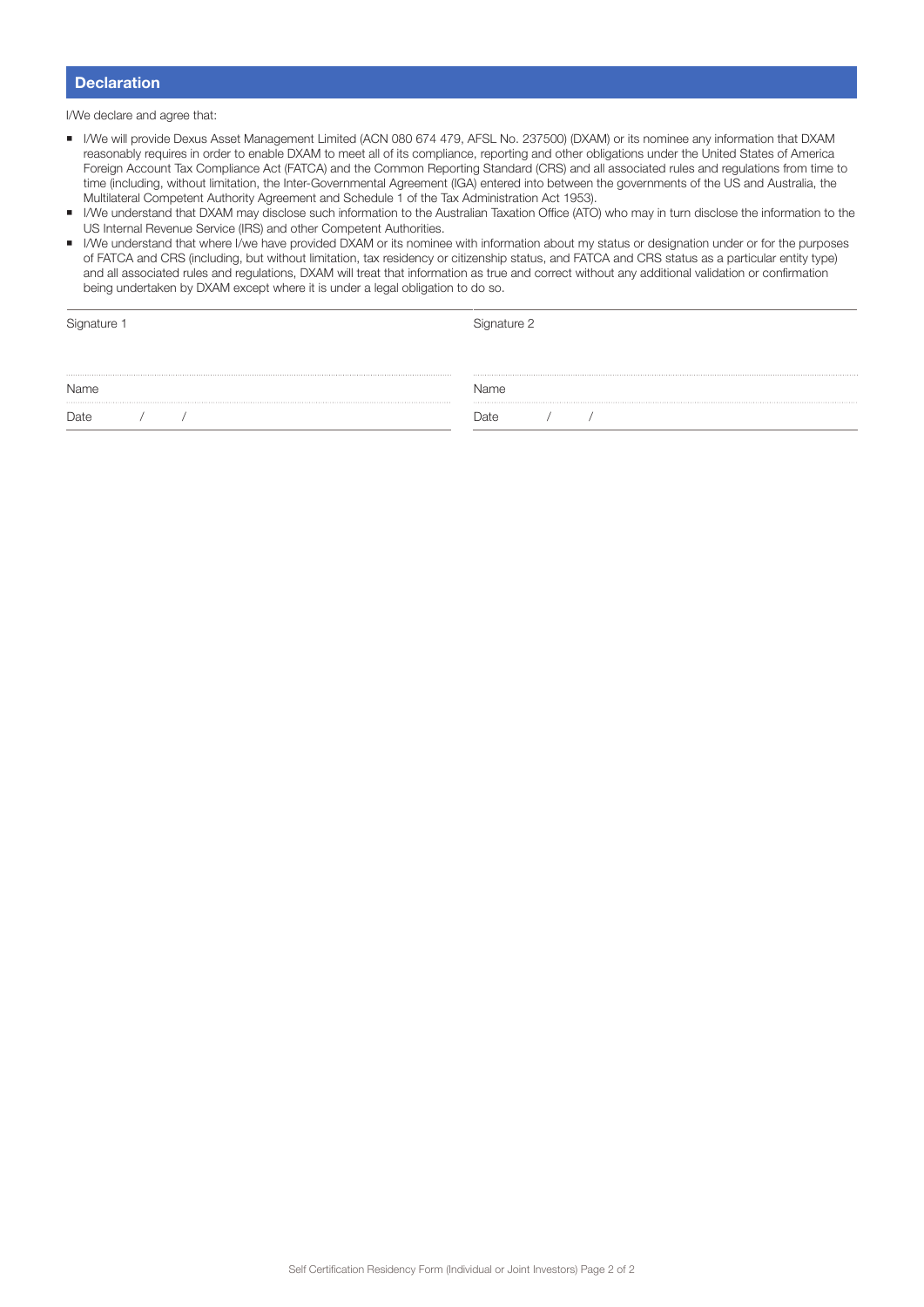## Declaration

I/We declare and agree that:

- I/We will provide Dexus Asset Management Limited (ACN 080 674 479, AFSL No. 237500) (DXAM) or its nominee any information that DXAM reasonably requires in order to enable DXAM to meet all of its compliance, reporting and other obligations under the United States of America Foreign Account Tax Compliance Act (FATCA) and the Common Reporting Standard (CRS) and all associated rules and regulations from time to time (including, without limitation, the Inter-Governmental Agreement (IGA) entered into between the governments of the US and Australia, the Multilateral Competent Authority Agreement and Schedule 1 of the Tax Administration Act 1953).
- I/We understand that DXAM may disclose such information to the Australian Taxation Office (ATO) who may in turn disclose the information to the US Internal Revenue Service (IRS) and other Competent Authorities.
- I/We understand that where I/we have provided DXAM or its nominee with information about my status or designation under or for the purposes of FATCA and CRS (including, but without limitation, tax residency or citizenship status, and FATCA and CRS status as a particular entity type) and all associated rules and regulations, DXAM will treat that information as true and correct without any additional validation or confirmation being undertaken by DXAM except where it is under a legal obligation to do so.

| | |
|---|---|
| Signature 1 | Signature 2 |
| Name | Name |
| Date / / | Date / / |